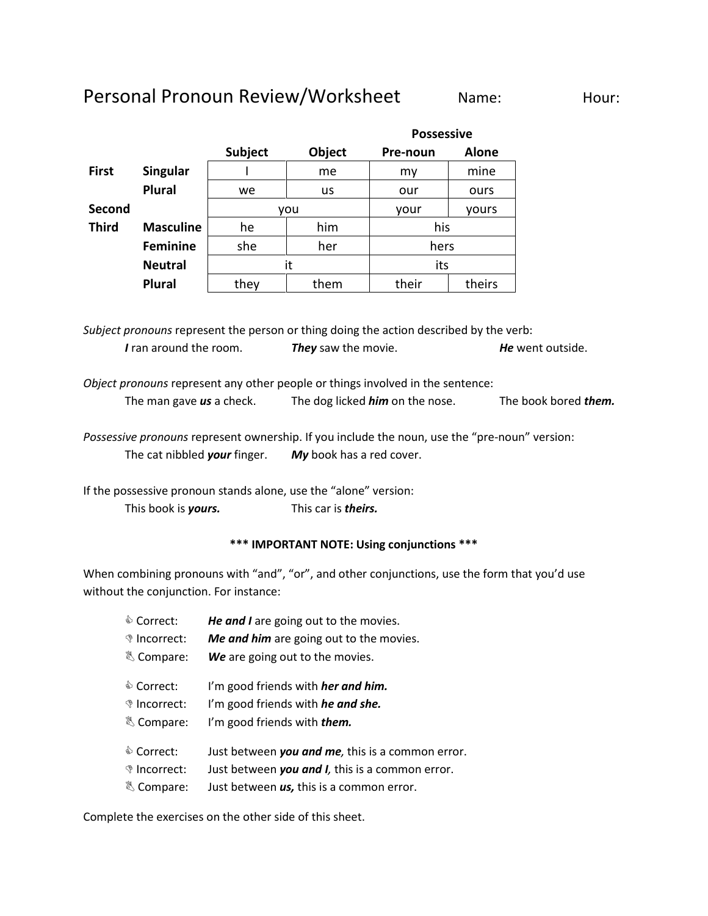# Personal Pronoun Review/Worksheet

Name: Hour:

| | | | | Possessive | |
|---|---|---|---|---|---|
| | | **Subject** | **Object** | **Pre-noun** | **Alone** |
| **First** | **Singular** | I | me | my | mine |
| | **Plural** | we | us | our | ours |
| **Second** | | you | | your | yours |
| **Third** | **Masculine** | he | him | his | |
| | **Feminine** | she | her | hers | |
| | **Neutral** | it | | its | |
| | **Plural** | they | them | their | theirs |

*Subject pronouns* represent the person or thing doing the action described by the verb:

***I*** ran around the room. ***They*** saw the movie. ***He*** went outside.

*Object pronouns* represent any other people or things involved in the sentence:

The man gave ***us*** a check. The dog licked ***him*** on the nose. The book bored ***them.***

*Possessive pronouns* represent ownership. If you include the noun, use the "pre-noun" version:

The cat nibbled ***your*** finger. ***My*** book has a red cover.

If the possessive pronoun stands alone, use the "alone" version:

This book is ***yours.*** This car is ***theirs.***

**\*\*\* IMPORTANT NOTE: Using conjunctions \*\*\***

When combining pronouns with "and", "or", and other conjunctions, use the form that you'd use without the conjunction. For instance:

Correct: ***He and I*** are going out to the movies.
Incorrect: ***Me and him*** are going out to the movies.
Compare: ***We*** are going out to the movies.

Correct: I'm good friends with ***her and him.***
Incorrect: I'm good friends with ***he and she.***
Compare: I'm good friends with ***them.***

Correct: Just between ***you and me,*** this is a common error.
Incorrect: Just between ***you and I,*** this is a common error.
Compare: Just between ***us,*** this is a common error.

Complete the exercises on the other side of this sheet.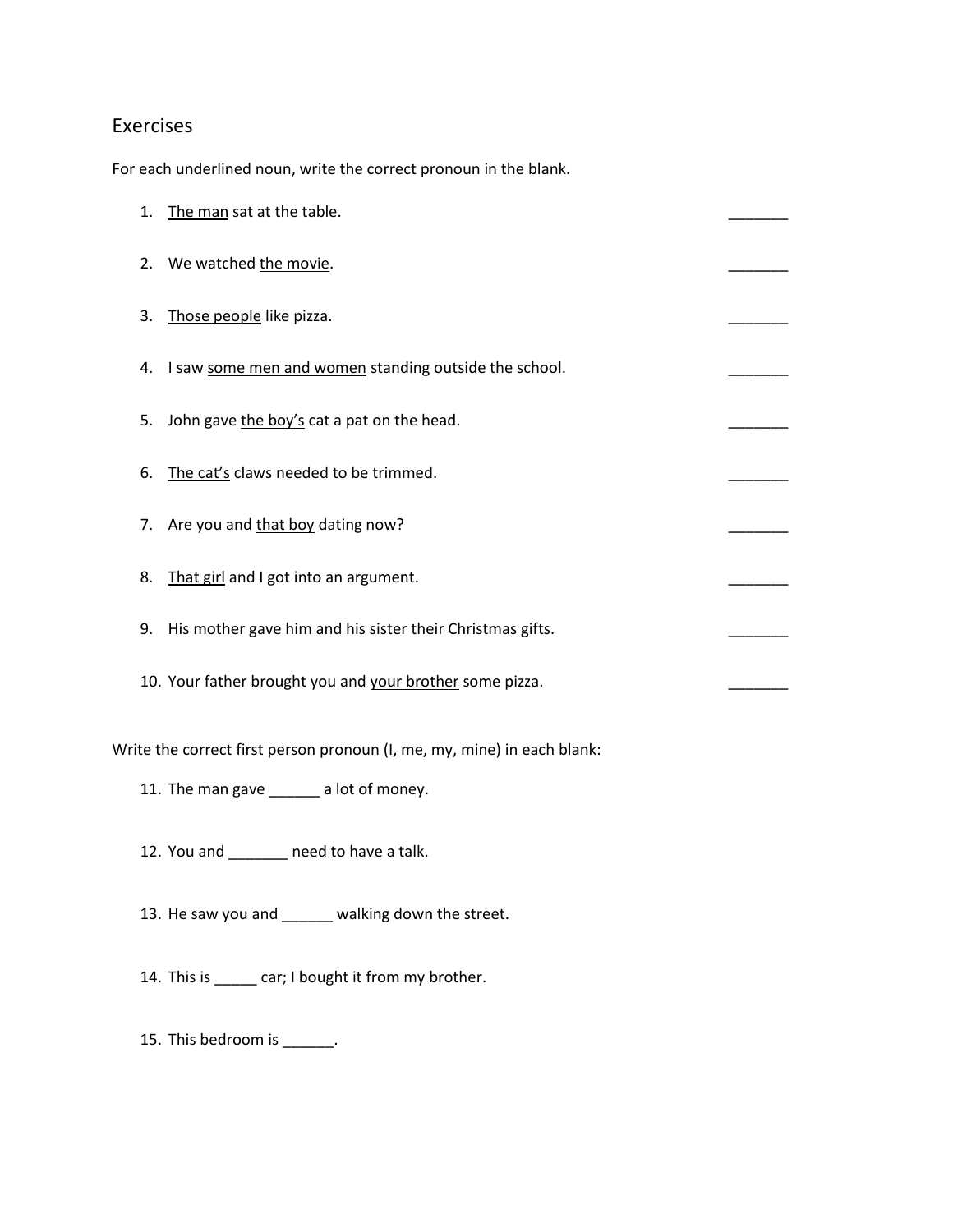## Exercises

For each underlined noun, write the correct pronoun in the blank.

1. <u>The man</u> sat at the table. _______
2. We watched <u>the movie</u>. _______
3. <u>Those people</u> like pizza. _______
4. I saw <u>some men and women</u> standing outside the school. _______
5. John gave <u>the boy's</u> cat a pat on the head. _______
6. <u>The cat's</u> claws needed to be trimmed. _______
7. Are you and <u>that boy</u> dating now? _______
8. <u>That girl</u> and I got into an argument. _______
9. His mother gave him and <u>his sister</u> their Christmas gifts. _______
10. Your father brought you and <u>your brother</u> some pizza. _______

Write the correct first person pronoun (I, me, my, mine) in each blank:

11. The man gave ______ a lot of money.
12. You and _______ need to have a talk.
13. He saw you and ______ walking down the street.
14. This is _____ car; I bought it from my brother.
15. This bedroom is ______.